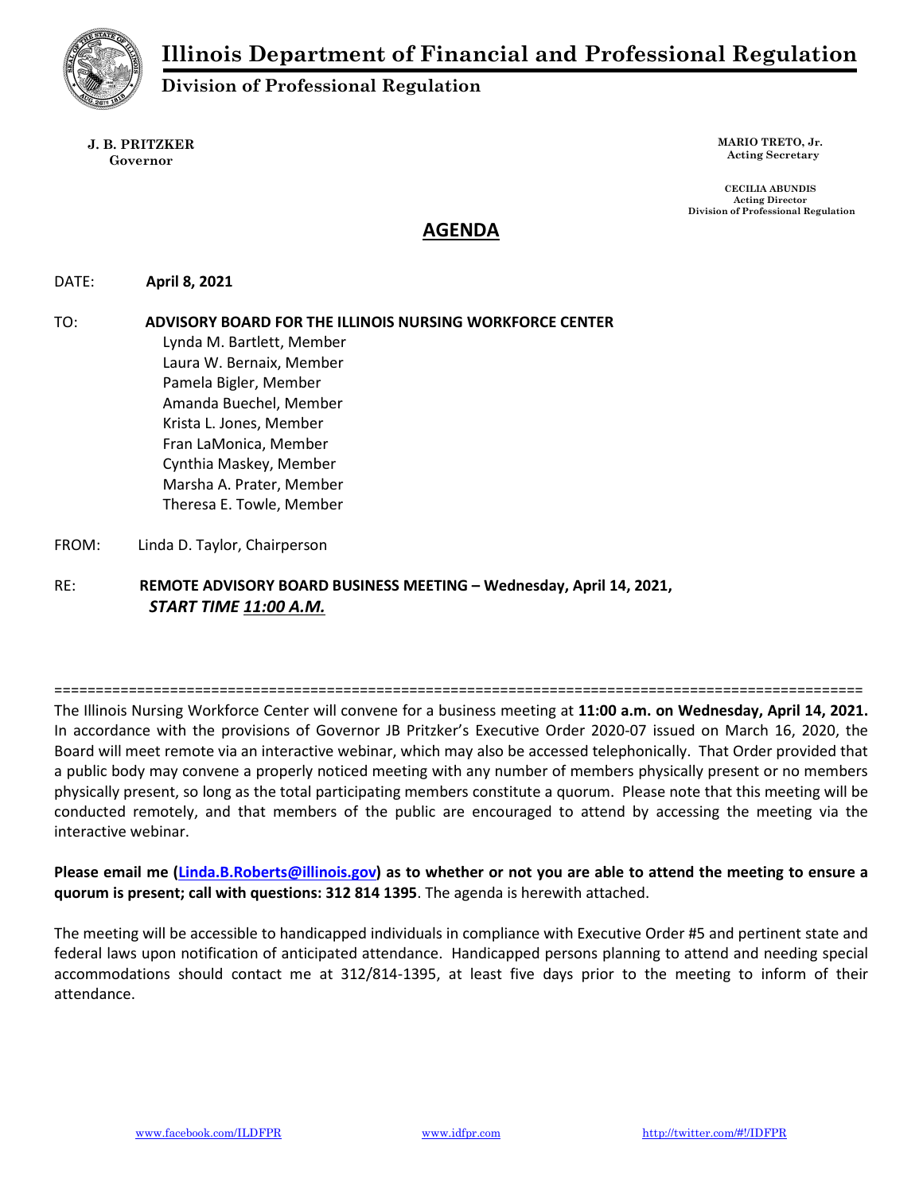# Illinois Department of Financial and Professional Regulation

## Division of Professional Regulation

**J. B. PRITZKER**
**Governor**

**MARIO TRETO, Jr.**
**Acting Secretary**

**CECILIA ABUNDIS**
**Acting Director**
**Division of Professional Regulation**

# AGENDA

DATE: **April 8, 2021**

TO: **ADVISORY BOARD FOR THE ILLINOIS NURSING WORKFORCE CENTER**
Lynda M. Bartlett, Member
Laura W. Bernaix, Member
Pamela Bigler, Member
Amanda Buechel, Member
Krista L. Jones, Member
Fran LaMonica, Member
Cynthia Maskey, Member
Marsha A. Prater, Member
Theresa E. Towle, Member

FROM: Linda D. Taylor, Chairperson

RE: **REMOTE ADVISORY BOARD BUSINESS MEETING – Wednesday, April 14, 2021,**
***START TIME 11:00 A.M.***

==================================================================================================

The Illinois Nursing Workforce Center will convene for a business meeting at **11:00 a.m. on Wednesday, April 14, 2021.** In accordance with the provisions of Governor JB Pritzker's Executive Order 2020-07 issued on March 16, 2020, the Board will meet remote via an interactive webinar, which may also be accessed telephonically. That Order provided that a public body may convene a properly noticed meeting with any number of members physically present or no members physically present, so long as the total participating members constitute a quorum. Please note that this meeting will be conducted remotely, and that members of the public are encouraged to attend by accessing the meeting via the interactive webinar.

**Please email me (Linda.B.Roberts@illinois.gov) as to whether or not you are able to attend the meeting to ensure a quorum is present; call with questions: 312 814 1395**. The agenda is herewith attached.

The meeting will be accessible to handicapped individuals in compliance with Executive Order #5 and pertinent state and federal laws upon notification of anticipated attendance. Handicapped persons planning to attend and needing special accommodations should contact me at 312/814-1395, at least five days prior to the meeting to inform of their attendance.

www.facebook.com/ILDFPR www.idfpr.com http://twitter.com/#!/IDFPR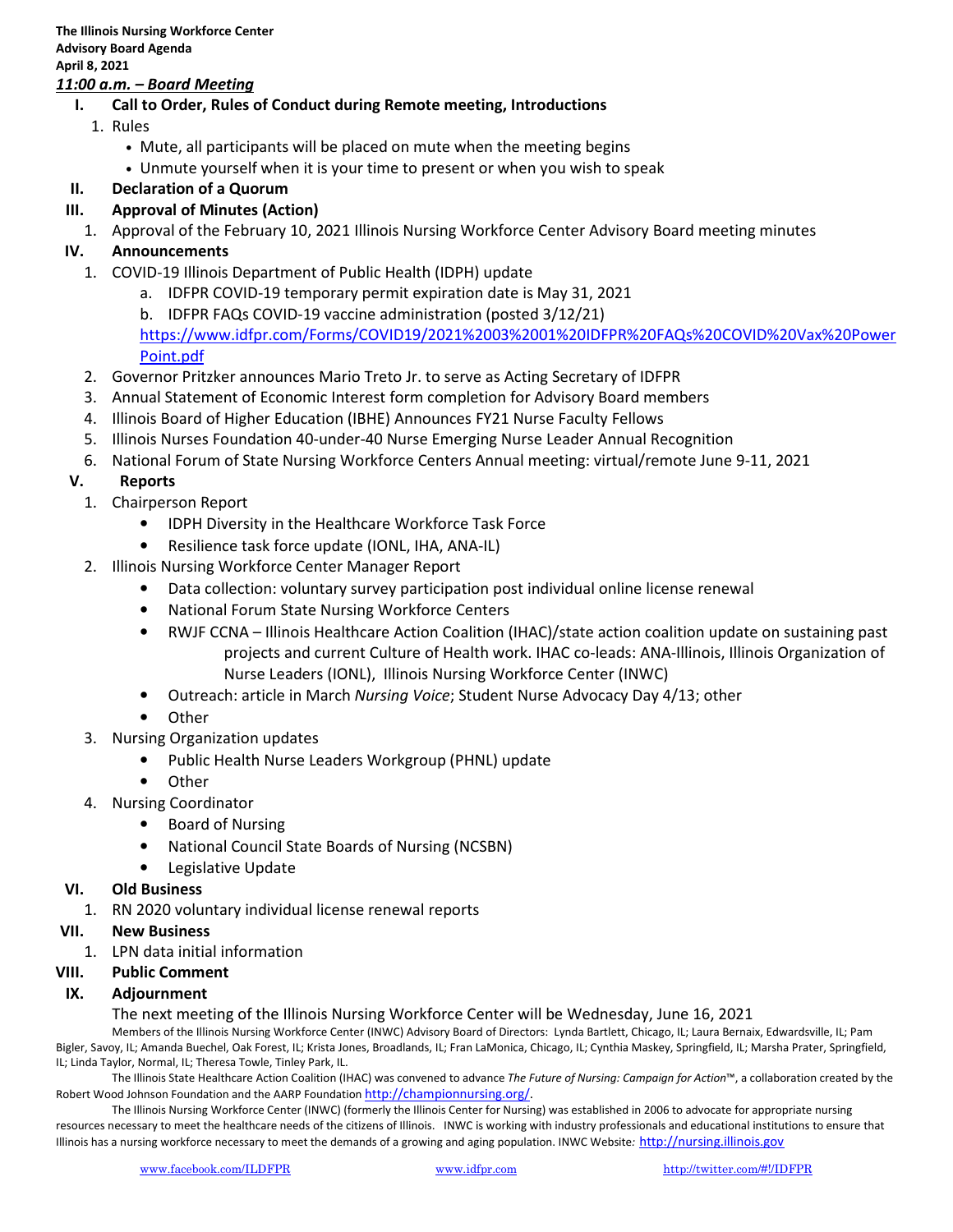**The Illinois Nursing Workforce Center**
**Advisory Board Agenda**
**April 8, 2021**

***11:00 a.m. – Board Meeting***

**I. Call to Order, Rules of Conduct during Remote meeting, Introductions**

1. Rules
   - Mute, all participants will be placed on mute when the meeting begins
   - Unmute yourself when it is your time to present or when you wish to speak

**II. Declaration of a Quorum**

**III. Approval of Minutes (Action)**

1. Approval of the February 10, 2021 Illinois Nursing Workforce Center Advisory Board meeting minutes

**IV. Announcements**

1. COVID-19 Illinois Department of Public Health (IDPH) update
   a. IDFPR COVID-19 temporary permit expiration date is May 31, 2021
   b. IDFPR FAQs COVID-19 vaccine administration (posted 3/12/21) https://www.idfpr.com/Forms/COVID19/2021%2003%2001%20IDFPR%20FAQs%20COVID%20Vax%20PowerPoint.pdf
2. Governor Pritzker announces Mario Treto Jr. to serve as Acting Secretary of IDFPR
3. Annual Statement of Economic Interest form completion for Advisory Board members
4. Illinois Board of Higher Education (IBHE) Announces FY21 Nurse Faculty Fellows
5. Illinois Nurses Foundation 40-under-40 Nurse Emerging Nurse Leader Annual Recognition
6. National Forum of State Nursing Workforce Centers Annual meeting: virtual/remote June 9-11, 2021

**V. Reports**

1. Chairperson Report
   - IDPH Diversity in the Healthcare Workforce Task Force
   - Resilience task force update (IONL, IHA, ANA-IL)
2. Illinois Nursing Workforce Center Manager Report
   - Data collection: voluntary survey participation post individual online license renewal
   - National Forum State Nursing Workforce Centers
   - RWJF CCNA – Illinois Healthcare Action Coalition (IHAC)/state action coalition update on sustaining past projects and current Culture of Health work. IHAC co-leads: ANA-Illinois, Illinois Organization of Nurse Leaders (IONL), Illinois Nursing Workforce Center (INWC)
   - Outreach: article in March *Nursing Voice*; Student Nurse Advocacy Day 4/13; other
   - Other
3. Nursing Organization updates
   - Public Health Nurse Leaders Workgroup (PHNL) update
   - Other
4. Nursing Coordinator
   - Board of Nursing
   - National Council State Boards of Nursing (NCSBN)
   - Legislative Update

**VI. Old Business**

1. RN 2020 voluntary individual license renewal reports

**VII. New Business**

1. LPN data initial information

**VIII. Public Comment**

**IX. Adjournment**

The next meeting of the Illinois Nursing Workforce Center will be Wednesday, June 16, 2021

Members of the Illinois Nursing Workforce Center (INWC) Advisory Board of Directors: Lynda Bartlett, Chicago, IL; Laura Bernaix, Edwardsville, IL; Pam Bigler, Savoy, IL; Amanda Buechel, Oak Forest, IL; Krista Jones, Broadlands, IL; Fran LaMonica, Chicago, IL; Cynthia Maskey, Springfield, IL; Marsha Prater, Springfield, IL; Linda Taylor, Normal, IL; Theresa Towle, Tinley Park, IL.

The Illinois State Healthcare Action Coalition (IHAC) was convened to advance *The Future of Nursing: Campaign for Action*™, a collaboration created by the Robert Wood Johnson Foundation and the AARP Foundation http://championnursing.org/.

The Illinois Nursing Workforce Center (INWC) (formerly the Illinois Center for Nursing) was established in 2006 to advocate for appropriate nursing resources necessary to meet the healthcare needs of the citizens of Illinois. INWC is working with industry professionals and educational institutions to ensure that Illinois has a nursing workforce necessary to meet the demands of a growing and aging population. INWC Website: http://nursing.illinois.gov

www.facebook.com/ILDFPR www.idfpr.com http://twitter.com/#!/IDFPR